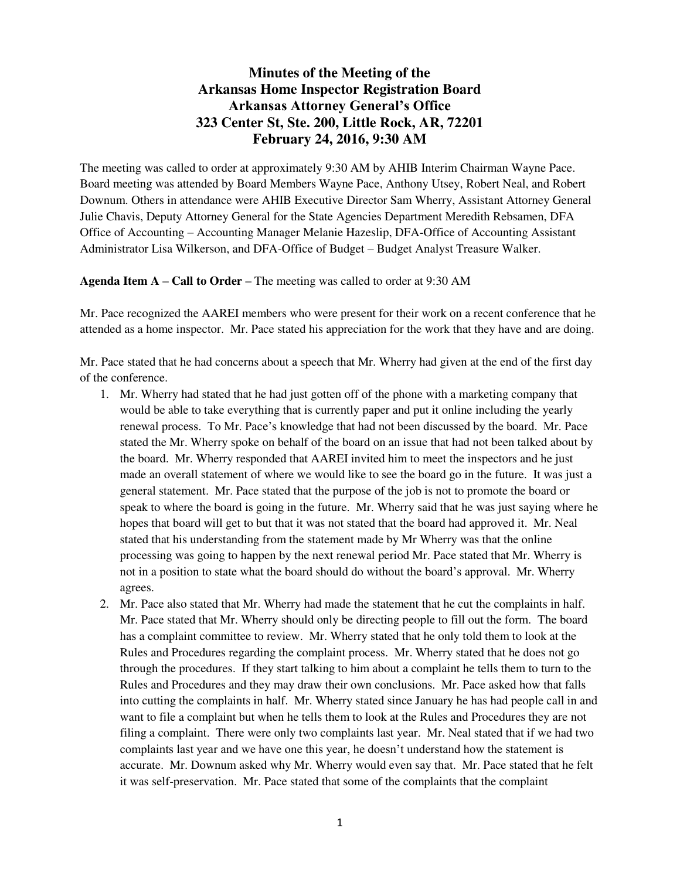# Minutes of the Meeting of the Arkansas Home Inspector Registration Board Arkansas Attorney General's Office 323 Center St, Ste. 200, Little Rock, AR, 72201 February 24, 2016, 9:30 AM

The meeting was called to order at approximately 9:30 AM by AHIB Interim Chairman Wayne Pace. Board meeting was attended by Board Members Wayne Pace, Anthony Utsey, Robert Neal, and Robert Downum. Others in attendance were AHIB Executive Director Sam Wherry, Assistant Attorney General Julie Chavis, Deputy Attorney General for the State Agencies Department Meredith Rebsamen, DFA Office of Accounting – Accounting Manager Melanie Hazeslip, DFA-Office of Accounting Assistant Administrator Lisa Wilkerson, and DFA-Office of Budget – Budget Analyst Treasure Walker.

**Agenda Item A – Call to Order –** The meeting was called to order at 9:30 AM

Mr. Pace recognized the AAREI members who were present for their work on a recent conference that he attended as a home inspector. Mr. Pace stated his appreciation for the work that they have and are doing.

Mr. Pace stated that he had concerns about a speech that Mr. Wherry had given at the end of the first day of the conference.

1. Mr. Wherry had stated that he had just gotten off of the phone with a marketing company that would be able to take everything that is currently paper and put it online including the yearly renewal process. To Mr. Pace's knowledge that had not been discussed by the board. Mr. Pace stated the Mr. Wherry spoke on behalf of the board on an issue that had not been talked about by the board. Mr. Wherry responded that AAREI invited him to meet the inspectors and he just made an overall statement of where we would like to see the board go in the future. It was just a general statement. Mr. Pace stated that the purpose of the job is not to promote the board or speak to where the board is going in the future. Mr. Wherry said that he was just saying where he hopes that board will get to but that it was not stated that the board had approved it. Mr. Neal stated that his understanding from the statement made by Mr Wherry was that the online processing was going to happen by the next renewal period Mr. Pace stated that Mr. Wherry is not in a position to state what the board should do without the board's approval. Mr. Wherry agrees.
2. Mr. Pace also stated that Mr. Wherry had made the statement that he cut the complaints in half. Mr. Pace stated that Mr. Wherry should only be directing people to fill out the form. The board has a complaint committee to review. Mr. Wherry stated that he only told them to look at the Rules and Procedures regarding the complaint process. Mr. Wherry stated that he does not go through the procedures. If they start talking to him about a complaint he tells them to turn to the Rules and Procedures and they may draw their own conclusions. Mr. Pace asked how that falls into cutting the complaints in half. Mr. Wherry stated since January he has had people call in and want to file a complaint but when he tells them to look at the Rules and Procedures they are not filing a complaint. There were only two complaints last year. Mr. Neal stated that if we had two complaints last year and we have one this year, he doesn't understand how the statement is accurate. Mr. Downum asked why Mr. Wherry would even say that. Mr. Pace stated that he felt it was self-preservation. Mr. Pace stated that some of the complaints that the complaint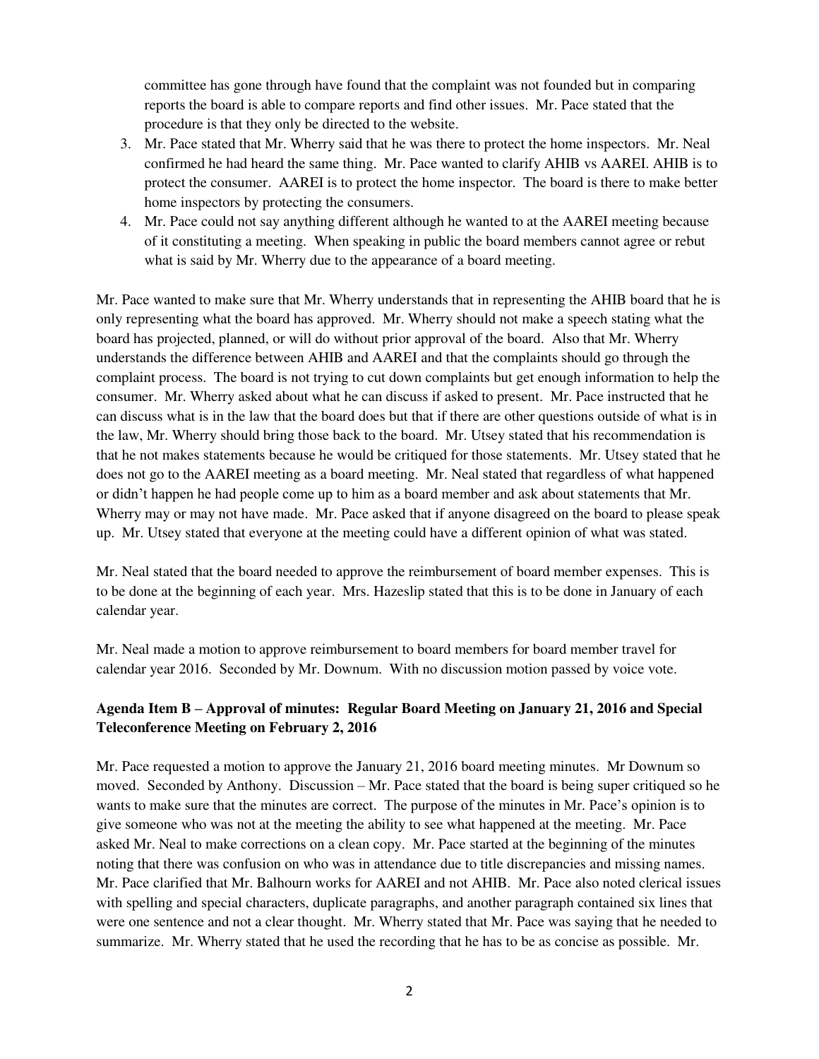committee has gone through have found that the complaint was not founded but in comparing reports the board is able to compare reports and find other issues. Mr. Pace stated that the procedure is that they only be directed to the website.

3. Mr. Pace stated that Mr. Wherry said that he was there to protect the home inspectors. Mr. Neal confirmed he had heard the same thing. Mr. Pace wanted to clarify AHIB vs AAREI. AHIB is to protect the consumer. AAREI is to protect the home inspector. The board is there to make better home inspectors by protecting the consumers.
4. Mr. Pace could not say anything different although he wanted to at the AAREI meeting because of it constituting a meeting. When speaking in public the board members cannot agree or rebut what is said by Mr. Wherry due to the appearance of a board meeting.

Mr. Pace wanted to make sure that Mr. Wherry understands that in representing the AHIB board that he is only representing what the board has approved. Mr. Wherry should not make a speech stating what the board has projected, planned, or will do without prior approval of the board. Also that Mr. Wherry understands the difference between AHIB and AAREI and that the complaints should go through the complaint process. The board is not trying to cut down complaints but get enough information to help the consumer. Mr. Wherry asked about what he can discuss if asked to present. Mr. Pace instructed that he can discuss what is in the law that the board does but that if there are other questions outside of what is in the law, Mr. Wherry should bring those back to the board. Mr. Utsey stated that his recommendation is that he not makes statements because he would be critiqued for those statements. Mr. Utsey stated that he does not go to the AAREI meeting as a board meeting. Mr. Neal stated that regardless of what happened or didn't happen he had people come up to him as a board member and ask about statements that Mr. Wherry may or may not have made. Mr. Pace asked that if anyone disagreed on the board to please speak up. Mr. Utsey stated that everyone at the meeting could have a different opinion of what was stated.

Mr. Neal stated that the board needed to approve the reimbursement of board member expenses. This is to be done at the beginning of each year. Mrs. Hazeslip stated that this is to be done in January of each calendar year.

Mr. Neal made a motion to approve reimbursement to board members for board member travel for calendar year 2016. Seconded by Mr. Downum. With no discussion motion passed by voice vote.

**Agenda Item B – Approval of minutes: Regular Board Meeting on January 21, 2016 and Special Teleconference Meeting on February 2, 2016**

Mr. Pace requested a motion to approve the January 21, 2016 board meeting minutes. Mr Downum so moved. Seconded by Anthony. Discussion – Mr. Pace stated that the board is being super critiqued so he wants to make sure that the minutes are correct. The purpose of the minutes in Mr. Pace's opinion is to give someone who was not at the meeting the ability to see what happened at the meeting. Mr. Pace asked Mr. Neal to make corrections on a clean copy. Mr. Pace started at the beginning of the minutes noting that there was confusion on who was in attendance due to title discrepancies and missing names. Mr. Pace clarified that Mr. Balhourn works for AAREI and not AHIB. Mr. Pace also noted clerical issues with spelling and special characters, duplicate paragraphs, and another paragraph contained six lines that were one sentence and not a clear thought. Mr. Wherry stated that Mr. Pace was saying that he needed to summarize. Mr. Wherry stated that he used the recording that he has to be as concise as possible. Mr.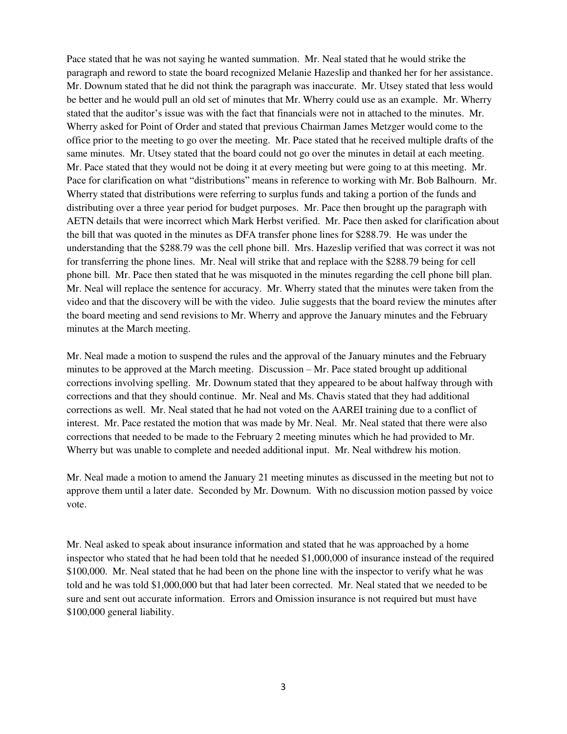Pace stated that he was not saying he wanted summation. Mr. Neal stated that he would strike the paragraph and reword to state the board recognized Melanie Hazeslip and thanked her for her assistance. Mr. Downum stated that he did not think the paragraph was inaccurate. Mr. Utsey stated that less would be better and he would pull an old set of minutes that Mr. Wherry could use as an example. Mr. Wherry stated that the auditor's issue was with the fact that financials were not in attached to the minutes. Mr. Wherry asked for Point of Order and stated that previous Chairman James Metzger would come to the office prior to the meeting to go over the meeting. Mr. Pace stated that he received multiple drafts of the same minutes. Mr. Utsey stated that the board could not go over the minutes in detail at each meeting. Mr. Pace stated that they would not be doing it at every meeting but were going to at this meeting. Mr. Pace for clarification on what "distributions" means in reference to working with Mr. Bob Balhourn. Mr. Wherry stated that distributions were referring to surplus funds and taking a portion of the funds and distributing over a three year period for budget purposes. Mr. Pace then brought up the paragraph with AETN details that were incorrect which Mark Herbst verified. Mr. Pace then asked for clarification about the bill that was quoted in the minutes as DFA transfer phone lines for $288.79. He was under the understanding that the $288.79 was the cell phone bill. Mrs. Hazeslip verified that was correct it was not for transferring the phone lines. Mr. Neal will strike that and replace with the $288.79 being for cell phone bill. Mr. Pace then stated that he was misquoted in the minutes regarding the cell phone bill plan. Mr. Neal will replace the sentence for accuracy. Mr. Wherry stated that the minutes were taken from the video and that the discovery will be with the video. Julie suggests that the board review the minutes after the board meeting and send revisions to Mr. Wherry and approve the January minutes and the February minutes at the March meeting.

Mr. Neal made a motion to suspend the rules and the approval of the January minutes and the February minutes to be approved at the March meeting. Discussion – Mr. Pace stated brought up additional corrections involving spelling. Mr. Downum stated that they appeared to be about halfway through with corrections and that they should continue. Mr. Neal and Ms. Chavis stated that they had additional corrections as well. Mr. Neal stated that he had not voted on the AAREI training due to a conflict of interest. Mr. Pace restated the motion that was made by Mr. Neal. Mr. Neal stated that there were also corrections that needed to be made to the February 2 meeting minutes which he had provided to Mr. Wherry but was unable to complete and needed additional input. Mr. Neal withdrew his motion.

Mr. Neal made a motion to amend the January 21 meeting minutes as discussed in the meeting but not to approve them until a later date. Seconded by Mr. Downum. With no discussion motion passed by voice vote.

Mr. Neal asked to speak about insurance information and stated that he was approached by a home inspector who stated that he had been told that he needed $1,000,000 of insurance instead of the required $100,000. Mr. Neal stated that he had been on the phone line with the inspector to verify what he was told and he was told $1,000,000 but that had later been corrected. Mr. Neal stated that we needed to be sure and sent out accurate information. Errors and Omission insurance is not required but must have $100,000 general liability.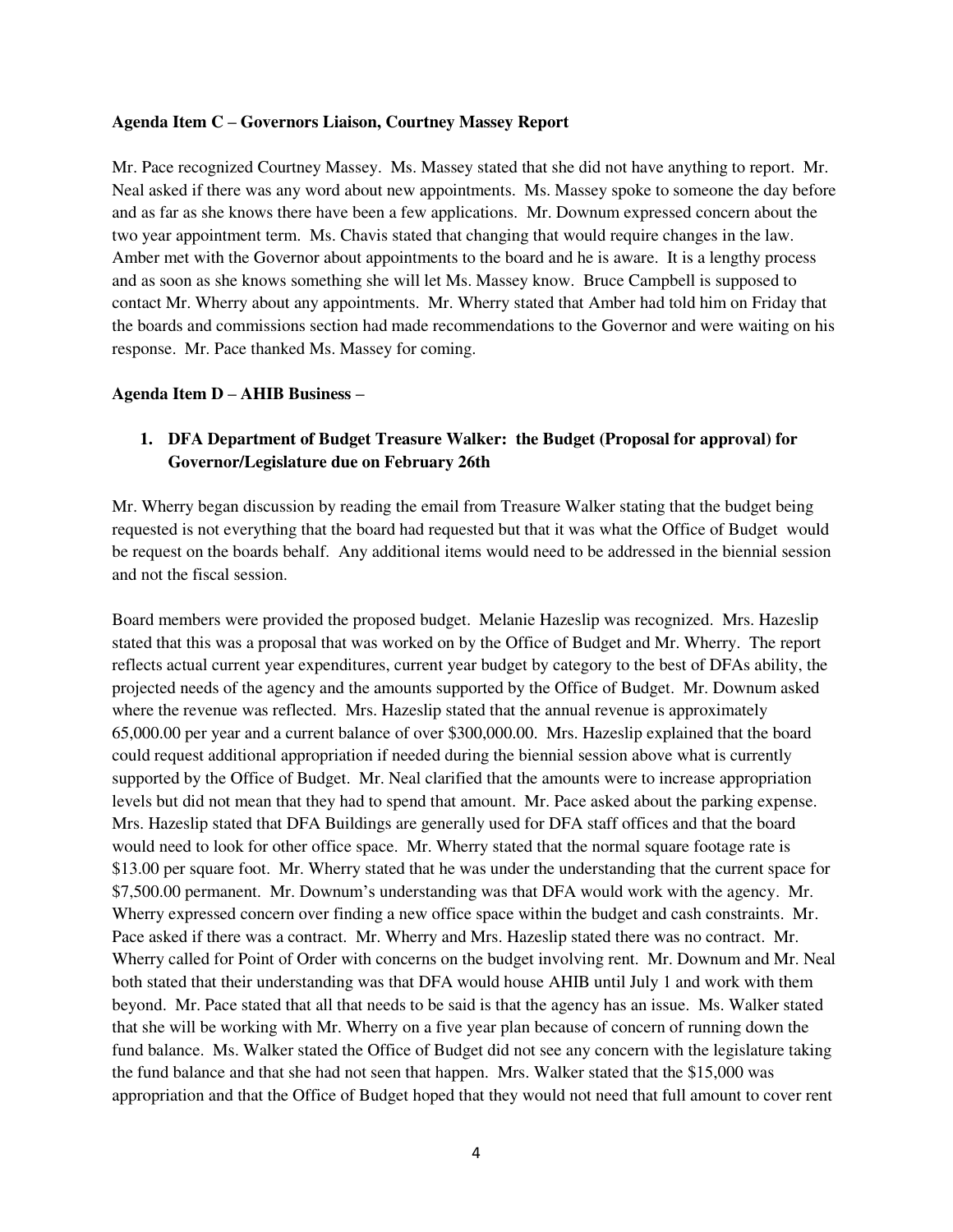**Agenda Item C – Governors Liaison, Courtney Massey Report**

Mr. Pace recognized Courtney Massey. Ms. Massey stated that she did not have anything to report. Mr. Neal asked if there was any word about new appointments. Ms. Massey spoke to someone the day before and as far as she knows there have been a few applications. Mr. Downum expressed concern about the two year appointment term. Ms. Chavis stated that changing that would require changes in the law. Amber met with the Governor about appointments to the board and he is aware. It is a lengthy process and as soon as she knows something she will let Ms. Massey know. Bruce Campbell is supposed to contact Mr. Wherry about any appointments. Mr. Wherry stated that Amber had told him on Friday that the boards and commissions section had made recommendations to the Governor and were waiting on his response. Mr. Pace thanked Ms. Massey for coming.

**Agenda Item D – AHIB Business –**

1. **DFA Department of Budget Treasure Walker: the Budget (Proposal for approval) for Governor/Legislature due on February 26th**

Mr. Wherry began discussion by reading the email from Treasure Walker stating that the budget being requested is not everything that the board had requested but that it was what the Office of Budget would be request on the boards behalf. Any additional items would need to be addressed in the biennial session and not the fiscal session.

Board members were provided the proposed budget. Melanie Hazeslip was recognized. Mrs. Hazeslip stated that this was a proposal that was worked on by the Office of Budget and Mr. Wherry. The report reflects actual current year expenditures, current year budget by category to the best of DFAs ability, the projected needs of the agency and the amounts supported by the Office of Budget. Mr. Downum asked where the revenue was reflected. Mrs. Hazeslip stated that the annual revenue is approximately 65,000.00 per year and a current balance of over $300,000.00. Mrs. Hazeslip explained that the board could request additional appropriation if needed during the biennial session above what is currently supported by the Office of Budget. Mr. Neal clarified that the amounts were to increase appropriation levels but did not mean that they had to spend that amount. Mr. Pace asked about the parking expense. Mrs. Hazeslip stated that DFA Buildings are generally used for DFA staff offices and that the board would need to look for other office space. Mr. Wherry stated that the normal square footage rate is $13.00 per square foot. Mr. Wherry stated that he was under the understanding that the current space for $7,500.00 permanent. Mr. Downum's understanding was that DFA would work with the agency. Mr. Wherry expressed concern over finding a new office space within the budget and cash constraints. Mr. Pace asked if there was a contract. Mr. Wherry and Mrs. Hazeslip stated there was no contract. Mr. Wherry called for Point of Order with concerns on the budget involving rent. Mr. Downum and Mr. Neal both stated that their understanding was that DFA would house AHIB until July 1 and work with them beyond. Mr. Pace stated that all that needs to be said is that the agency has an issue. Ms. Walker stated that she will be working with Mr. Wherry on a five year plan because of concern of running down the fund balance. Ms. Walker stated the Office of Budget did not see any concern with the legislature taking the fund balance and that she had not seen that happen. Mrs. Walker stated that the $15,000 was appropriation and that the Office of Budget hoped that they would not need that full amount to cover rent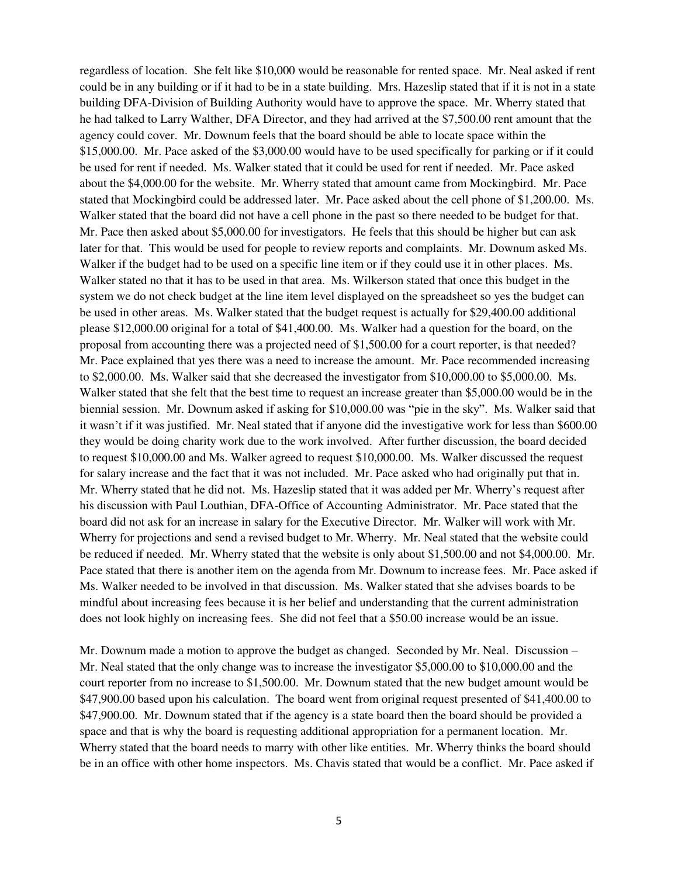regardless of location. She felt like $10,000 would be reasonable for rented space. Mr. Neal asked if rent could be in any building or if it had to be in a state building. Mrs. Hazeslip stated that if it is not in a state building DFA-Division of Building Authority would have to approve the space. Mr. Wherry stated that he had talked to Larry Walther, DFA Director, and they had arrived at the $7,500.00 rent amount that the agency could cover. Mr. Downum feels that the board should be able to locate space within the $15,000.00. Mr. Pace asked of the $3,000.00 would have to be used specifically for parking or if it could be used for rent if needed. Ms. Walker stated that it could be used for rent if needed. Mr. Pace asked about the $4,000.00 for the website. Mr. Wherry stated that amount came from Mockingbird. Mr. Pace stated that Mockingbird could be addressed later. Mr. Pace asked about the cell phone of $1,200.00. Ms. Walker stated that the board did not have a cell phone in the past so there needed to be budget for that. Mr. Pace then asked about $5,000.00 for investigators. He feels that this should be higher but can ask later for that. This would be used for people to review reports and complaints. Mr. Downum asked Ms. Walker if the budget had to be used on a specific line item or if they could use it in other places. Ms. Walker stated no that it has to be used in that area. Ms. Wilkerson stated that once this budget in the system we do not check budget at the line item level displayed on the spreadsheet so yes the budget can be used in other areas. Ms. Walker stated that the budget request is actually for $29,400.00 additional please $12,000.00 original for a total of $41,400.00. Ms. Walker had a question for the board, on the proposal from accounting there was a projected need of $1,500.00 for a court reporter, is that needed? Mr. Pace explained that yes there was a need to increase the amount. Mr. Pace recommended increasing to $2,000.00. Ms. Walker said that she decreased the investigator from $10,000.00 to $5,000.00. Ms. Walker stated that she felt that the best time to request an increase greater than $5,000.00 would be in the biennial session. Mr. Downum asked if asking for $10,000.00 was "pie in the sky". Ms. Walker said that it wasn't if it was justified. Mr. Neal stated that if anyone did the investigative work for less than $600.00 they would be doing charity work due to the work involved. After further discussion, the board decided to request $10,000.00 and Ms. Walker agreed to request $10,000.00. Ms. Walker discussed the request for salary increase and the fact that it was not included. Mr. Pace asked who had originally put that in. Mr. Wherry stated that he did not. Ms. Hazeslip stated that it was added per Mr. Wherry's request after his discussion with Paul Louthian, DFA-Office of Accounting Administrator. Mr. Pace stated that the board did not ask for an increase in salary for the Executive Director. Mr. Walker will work with Mr. Wherry for projections and send a revised budget to Mr. Wherry. Mr. Neal stated that the website could be reduced if needed. Mr. Wherry stated that the website is only about $1,500.00 and not $4,000.00. Mr. Pace stated that there is another item on the agenda from Mr. Downum to increase fees. Mr. Pace asked if Ms. Walker needed to be involved in that discussion. Ms. Walker stated that she advises boards to be mindful about increasing fees because it is her belief and understanding that the current administration does not look highly on increasing fees. She did not feel that a $50.00 increase would be an issue.

Mr. Downum made a motion to approve the budget as changed. Seconded by Mr. Neal. Discussion – Mr. Neal stated that the only change was to increase the investigator $5,000.00 to $10,000.00 and the court reporter from no increase to $1,500.00. Mr. Downum stated that the new budget amount would be $47,900.00 based upon his calculation. The board went from original request presented of $41,400.00 to $47,900.00. Mr. Downum stated that if the agency is a state board then the board should be provided a space and that is why the board is requesting additional appropriation for a permanent location. Mr. Wherry stated that the board needs to marry with other like entities. Mr. Wherry thinks the board should be in an office with other home inspectors. Ms. Chavis stated that would be a conflict. Mr. Pace asked if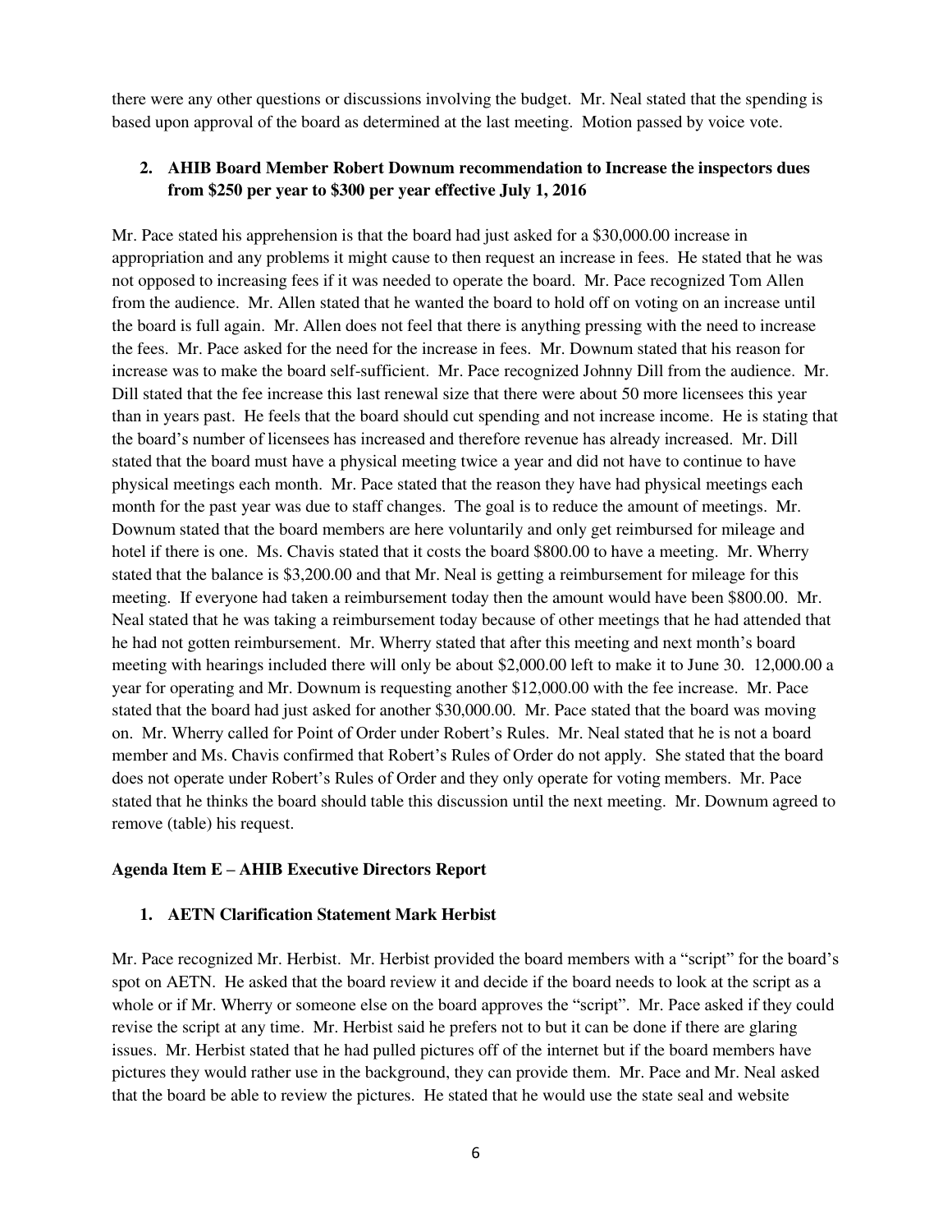there were any other questions or discussions involving the budget. Mr. Neal stated that the spending is based upon approval of the board as determined at the last meeting. Motion passed by voice vote.

**2. AHIB Board Member Robert Downum recommendation to Increase the inspectors dues from $250 per year to $300 per year effective July 1, 2016**

Mr. Pace stated his apprehension is that the board had just asked for a $30,000.00 increase in appropriation and any problems it might cause to then request an increase in fees. He stated that he was not opposed to increasing fees if it was needed to operate the board. Mr. Pace recognized Tom Allen from the audience. Mr. Allen stated that he wanted the board to hold off on voting on an increase until the board is full again. Mr. Allen does not feel that there is anything pressing with the need to increase the fees. Mr. Pace asked for the need for the increase in fees. Mr. Downum stated that his reason for increase was to make the board self-sufficient. Mr. Pace recognized Johnny Dill from the audience. Mr. Dill stated that the fee increase this last renewal size that there were about 50 more licensees this year than in years past. He feels that the board should cut spending and not increase income. He is stating that the board's number of licensees has increased and therefore revenue has already increased. Mr. Dill stated that the board must have a physical meeting twice a year and did not have to continue to have physical meetings each month. Mr. Pace stated that the reason they have had physical meetings each month for the past year was due to staff changes. The goal is to reduce the amount of meetings. Mr. Downum stated that the board members are here voluntarily and only get reimbursed for mileage and hotel if there is one. Ms. Chavis stated that it costs the board $800.00 to have a meeting. Mr. Wherry stated that the balance is $3,200.00 and that Mr. Neal is getting a reimbursement for mileage for this meeting. If everyone had taken a reimbursement today then the amount would have been $800.00. Mr. Neal stated that he was taking a reimbursement today because of other meetings that he had attended that he had not gotten reimbursement. Mr. Wherry stated that after this meeting and next month's board meeting with hearings included there will only be about $2,000.00 left to make it to June 30. 12,000.00 a year for operating and Mr. Downum is requesting another $12,000.00 with the fee increase. Mr. Pace stated that the board had just asked for another $30,000.00. Mr. Pace stated that the board was moving on. Mr. Wherry called for Point of Order under Robert's Rules. Mr. Neal stated that he is not a board member and Ms. Chavis confirmed that Robert's Rules of Order do not apply. She stated that the board does not operate under Robert's Rules of Order and they only operate for voting members. Mr. Pace stated that he thinks the board should table this discussion until the next meeting. Mr. Downum agreed to remove (table) his request.

**Agenda Item E – AHIB Executive Directors Report**

**1. AETN Clarification Statement Mark Herbist**

Mr. Pace recognized Mr. Herbist. Mr. Herbist provided the board members with a "script" for the board's spot on AETN. He asked that the board review it and decide if the board needs to look at the script as a whole or if Mr. Wherry or someone else on the board approves the "script". Mr. Pace asked if they could revise the script at any time. Mr. Herbist said he prefers not to but it can be done if there are glaring issues. Mr. Herbist stated that he had pulled pictures off of the internet but if the board members have pictures they would rather use in the background, they can provide them. Mr. Pace and Mr. Neal asked that the board be able to review the pictures. He stated that he would use the state seal and website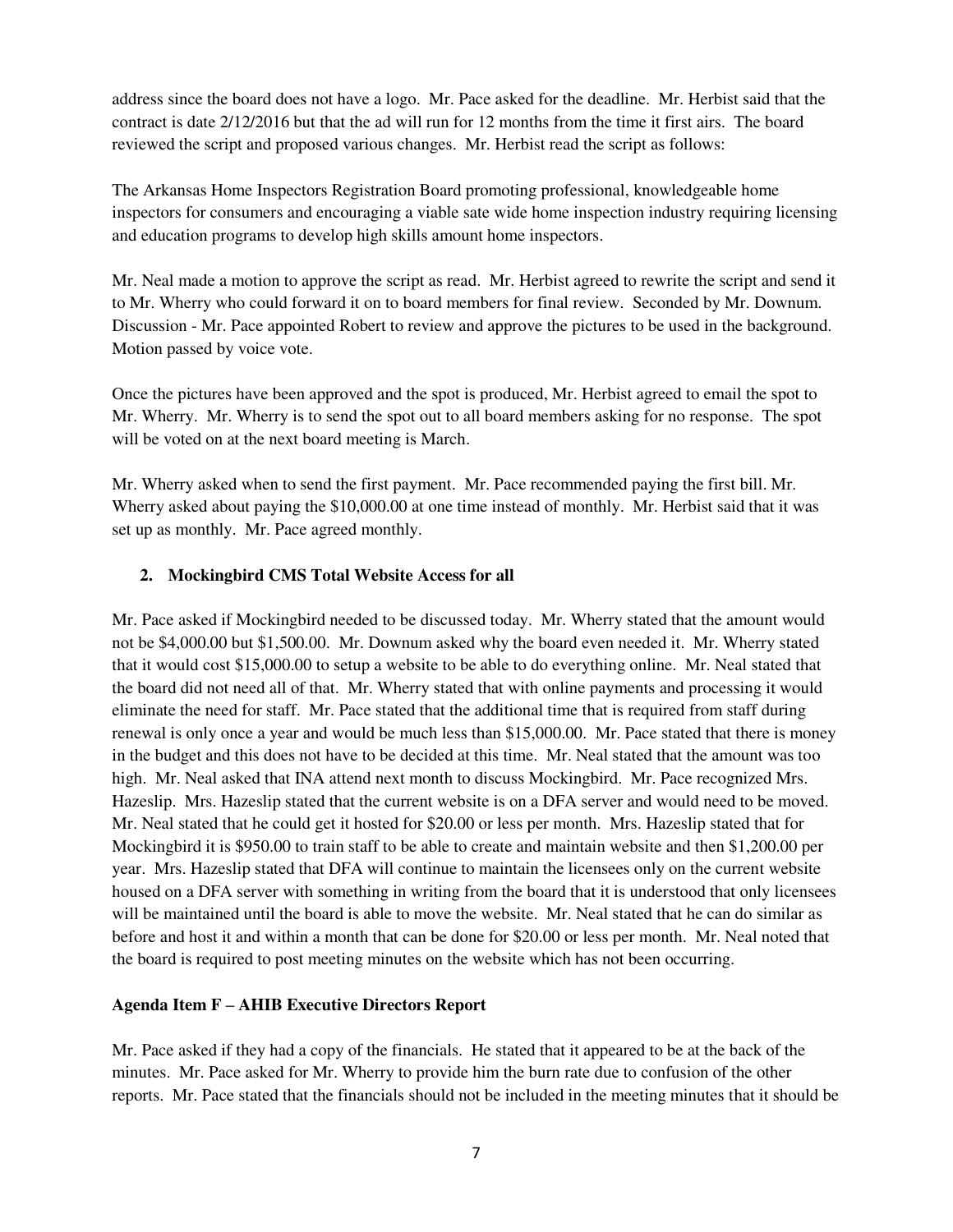address since the board does not have a logo. Mr. Pace asked for the deadline. Mr. Herbist said that the contract is date 2/12/2016 but that the ad will run for 12 months from the time it first airs. The board reviewed the script and proposed various changes. Mr. Herbist read the script as follows:

The Arkansas Home Inspectors Registration Board promoting professional, knowledgeable home inspectors for consumers and encouraging a viable sate wide home inspection industry requiring licensing and education programs to develop high skills amount home inspectors.

Mr. Neal made a motion to approve the script as read. Mr. Herbist agreed to rewrite the script and send it to Mr. Wherry who could forward it on to board members for final review. Seconded by Mr. Downum. Discussion - Mr. Pace appointed Robert to review and approve the pictures to be used in the background. Motion passed by voice vote.

Once the pictures have been approved and the spot is produced, Mr. Herbist agreed to email the spot to Mr. Wherry. Mr. Wherry is to send the spot out to all board members asking for no response. The spot will be voted on at the next board meeting is March.

Mr. Wherry asked when to send the first payment. Mr. Pace recommended paying the first bill. Mr. Wherry asked about paying the $10,000.00 at one time instead of monthly. Mr. Herbist said that it was set up as monthly. Mr. Pace agreed monthly.

**2. Mockingbird CMS Total Website Access for all**

Mr. Pace asked if Mockingbird needed to be discussed today. Mr. Wherry stated that the amount would not be $4,000.00 but $1,500.00. Mr. Downum asked why the board even needed it. Mr. Wherry stated that it would cost $15,000.00 to setup a website to be able to do everything online. Mr. Neal stated that the board did not need all of that. Mr. Wherry stated that with online payments and processing it would eliminate the need for staff. Mr. Pace stated that the additional time that is required from staff during renewal is only once a year and would be much less than $15,000.00. Mr. Pace stated that there is money in the budget and this does not have to be decided at this time. Mr. Neal stated that the amount was too high. Mr. Neal asked that INA attend next month to discuss Mockingbird. Mr. Pace recognized Mrs. Hazeslip. Mrs. Hazeslip stated that the current website is on a DFA server and would need to be moved. Mr. Neal stated that he could get it hosted for $20.00 or less per month. Mrs. Hazeslip stated that for Mockingbird it is $950.00 to train staff to be able to create and maintain website and then $1,200.00 per year. Mrs. Hazeslip stated that DFA will continue to maintain the licensees only on the current website housed on a DFA server with something in writing from the board that it is understood that only licensees will be maintained until the board is able to move the website. Mr. Neal stated that he can do similar as before and host it and within a month that can be done for $20.00 or less per month. Mr. Neal noted that the board is required to post meeting minutes on the website which has not been occurring.

**Agenda Item F – AHIB Executive Directors Report**

Mr. Pace asked if they had a copy of the financials. He stated that it appeared to be at the back of the minutes. Mr. Pace asked for Mr. Wherry to provide him the burn rate due to confusion of the other reports. Mr. Pace stated that the financials should not be included in the meeting minutes that it should be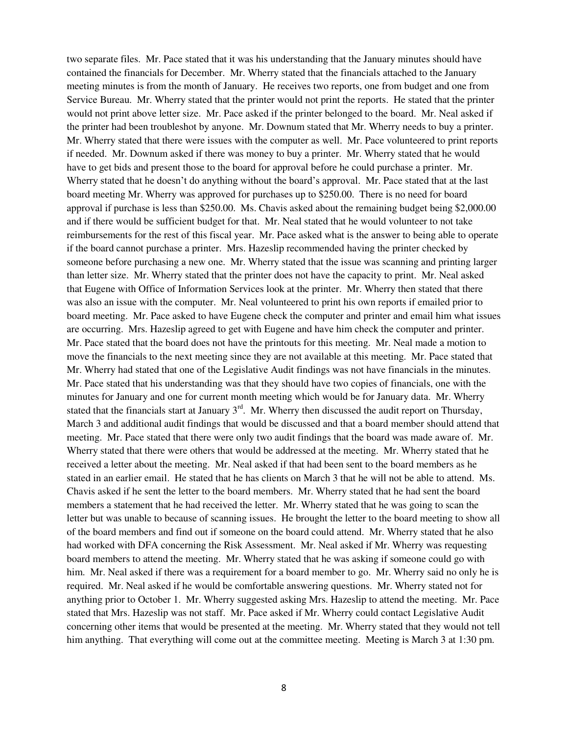two separate files. Mr. Pace stated that it was his understanding that the January minutes should have contained the financials for December. Mr. Wherry stated that the financials attached to the January meeting minutes is from the month of January. He receives two reports, one from budget and one from Service Bureau. Mr. Wherry stated that the printer would not print the reports. He stated that the printer would not print above letter size. Mr. Pace asked if the printer belonged to the board. Mr. Neal asked if the printer had been troubleshot by anyone. Mr. Downum stated that Mr. Wherry needs to buy a printer. Mr. Wherry stated that there were issues with the computer as well. Mr. Pace volunteered to print reports if needed. Mr. Downum asked if there was money to buy a printer. Mr. Wherry stated that he would have to get bids and present those to the board for approval before he could purchase a printer. Mr. Wherry stated that he doesn't do anything without the board's approval. Mr. Pace stated that at the last board meeting Mr. Wherry was approved for purchases up to $250.00. There is no need for board approval if purchase is less than $250.00. Ms. Chavis asked about the remaining budget being $2,000.00 and if there would be sufficient budget for that. Mr. Neal stated that he would volunteer to not take reimbursements for the rest of this fiscal year. Mr. Pace asked what is the answer to being able to operate if the board cannot purchase a printer. Mrs. Hazeslip recommended having the printer checked by someone before purchasing a new one. Mr. Wherry stated that the issue was scanning and printing larger than letter size. Mr. Wherry stated that the printer does not have the capacity to print. Mr. Neal asked that Eugene with Office of Information Services look at the printer. Mr. Wherry then stated that there was also an issue with the computer. Mr. Neal volunteered to print his own reports if emailed prior to board meeting. Mr. Pace asked to have Eugene check the computer and printer and email him what issues are occurring. Mrs. Hazeslip agreed to get with Eugene and have him check the computer and printer. Mr. Pace stated that the board does not have the printouts for this meeting. Mr. Neal made a motion to move the financials to the next meeting since they are not available at this meeting. Mr. Pace stated that Mr. Wherry had stated that one of the Legislative Audit findings was not have financials in the minutes. Mr. Pace stated that his understanding was that they should have two copies of financials, one with the minutes for January and one for current month meeting which would be for January data. Mr. Wherry stated that the financials start at January 3rd. Mr. Wherry then discussed the audit report on Thursday, March 3 and additional audit findings that would be discussed and that a board member should attend that meeting. Mr. Pace stated that there were only two audit findings that the board was made aware of. Mr. Wherry stated that there were others that would be addressed at the meeting. Mr. Wherry stated that he received a letter about the meeting. Mr. Neal asked if that had been sent to the board members as he stated in an earlier email. He stated that he has clients on March 3 that he will not be able to attend. Ms. Chavis asked if he sent the letter to the board members. Mr. Wherry stated that he had sent the board members a statement that he had received the letter. Mr. Wherry stated that he was going to scan the letter but was unable to because of scanning issues. He brought the letter to the board meeting to show all of the board members and find out if someone on the board could attend. Mr. Wherry stated that he also had worked with DFA concerning the Risk Assessment. Mr. Neal asked if Mr. Wherry was requesting board members to attend the meeting. Mr. Wherry stated that he was asking if someone could go with him. Mr. Neal asked if there was a requirement for a board member to go. Mr. Wherry said no only he is required. Mr. Neal asked if he would be comfortable answering questions. Mr. Wherry stated not for anything prior to October 1. Mr. Wherry suggested asking Mrs. Hazeslip to attend the meeting. Mr. Pace stated that Mrs. Hazeslip was not staff. Mr. Pace asked if Mr. Wherry could contact Legislative Audit concerning other items that would be presented at the meeting. Mr. Wherry stated that they would not tell him anything. That everything will come out at the committee meeting. Meeting is March 3 at 1:30 pm.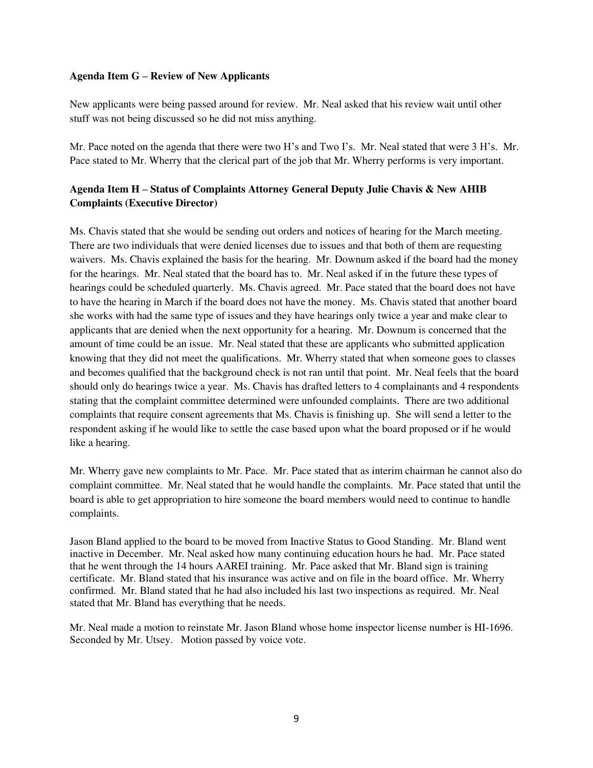**Agenda Item G – Review of New Applicants**

New applicants were being passed around for review. Mr. Neal asked that his review wait until other stuff was not being discussed so he did not miss anything.

Mr. Pace noted on the agenda that there were two H's and Two I's. Mr. Neal stated that were 3 H's. Mr. Pace stated to Mr. Wherry that the clerical part of the job that Mr. Wherry performs is very important.

**Agenda Item H – Status of Complaints Attorney General Deputy Julie Chavis & New AHIB Complaints (Executive Director)**

Ms. Chavis stated that she would be sending out orders and notices of hearing for the March meeting. There are two individuals that were denied licenses due to issues and that both of them are requesting waivers. Ms. Chavis explained the basis for the hearing. Mr. Downum asked if the board had the money for the hearings. Mr. Neal stated that the board has to. Mr. Neal asked if in the future these types of hearings could be scheduled quarterly. Ms. Chavis agreed. Mr. Pace stated that the board does not have to have the hearing in March if the board does not have the money. Ms. Chavis stated that another board she works with had the same type of issues and they have hearings only twice a year and make clear to applicants that are denied when the next opportunity for a hearing. Mr. Downum is concerned that the amount of time could be an issue. Mr. Neal stated that these are applicants who submitted application knowing that they did not meet the qualifications. Mr. Wherry stated that when someone goes to classes and becomes qualified that the background check is not ran until that point. Mr. Neal feels that the board should only do hearings twice a year. Ms. Chavis has drafted letters to 4 complainants and 4 respondents stating that the complaint committee determined were unfounded complaints. There are two additional complaints that require consent agreements that Ms. Chavis is finishing up. She will send a letter to the respondent asking if he would like to settle the case based upon what the board proposed or if he would like a hearing.

Mr. Wherry gave new complaints to Mr. Pace. Mr. Pace stated that as interim chairman he cannot also do complaint committee. Mr. Neal stated that he would handle the complaints. Mr. Pace stated that until the board is able to get appropriation to hire someone the board members would need to continue to handle complaints.

Jason Bland applied to the board to be moved from Inactive Status to Good Standing. Mr. Bland went inactive in December. Mr. Neal asked how many continuing education hours he had. Mr. Pace stated that he went through the 14 hours AAREI training. Mr. Pace asked that Mr. Bland sign is training certificate. Mr. Bland stated that his insurance was active and on file in the board office. Mr. Wherry confirmed. Mr. Bland stated that he had also included his last two inspections as required. Mr. Neal stated that Mr. Bland has everything that he needs.

Mr. Neal made a motion to reinstate Mr. Jason Bland whose home inspector license number is HI-1696. Seconded by Mr. Utsey. Motion passed by voice vote.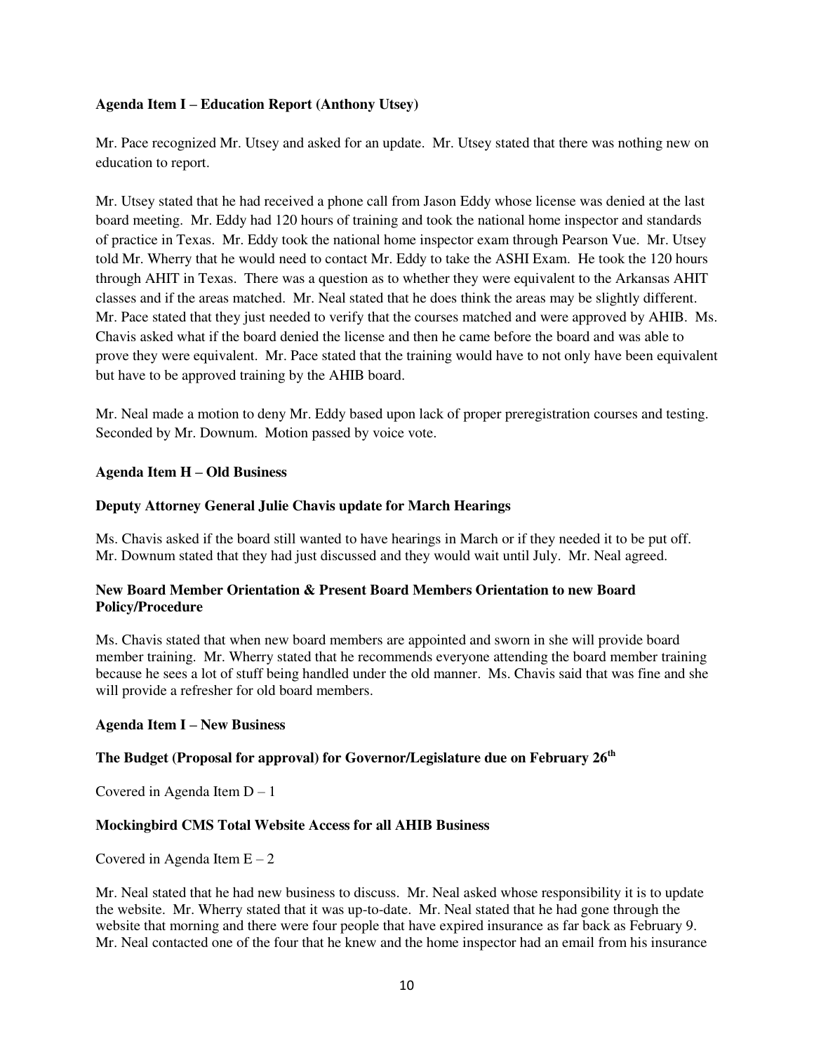**Agenda Item I – Education Report (Anthony Utsey)**

Mr. Pace recognized Mr. Utsey and asked for an update. Mr. Utsey stated that there was nothing new on education to report.

Mr. Utsey stated that he had received a phone call from Jason Eddy whose license was denied at the last board meeting. Mr. Eddy had 120 hours of training and took the national home inspector and standards of practice in Texas. Mr. Eddy took the national home inspector exam through Pearson Vue. Mr. Utsey told Mr. Wherry that he would need to contact Mr. Eddy to take the ASHI Exam. He took the 120 hours through AHIT in Texas. There was a question as to whether they were equivalent to the Arkansas AHIT classes and if the areas matched. Mr. Neal stated that he does think the areas may be slightly different. Mr. Pace stated that they just needed to verify that the courses matched and were approved by AHIB. Ms. Chavis asked what if the board denied the license and then he came before the board and was able to prove they were equivalent. Mr. Pace stated that the training would have to not only have been equivalent but have to be approved training by the AHIB board.

Mr. Neal made a motion to deny Mr. Eddy based upon lack of proper preregistration courses and testing. Seconded by Mr. Downum. Motion passed by voice vote.

**Agenda Item H – Old Business**

**Deputy Attorney General Julie Chavis update for March Hearings**

Ms. Chavis asked if the board still wanted to have hearings in March or if they needed it to be put off. Mr. Downum stated that they had just discussed and they would wait until July. Mr. Neal agreed.

**New Board Member Orientation & Present Board Members Orientation to new Board Policy/Procedure**

Ms. Chavis stated that when new board members are appointed and sworn in she will provide board member training. Mr. Wherry stated that he recommends everyone attending the board member training because he sees a lot of stuff being handled under the old manner. Ms. Chavis said that was fine and she will provide a refresher for old board members.

**Agenda Item I – New Business**

**The Budget (Proposal for approval) for Governor/Legislature due on February 26th**

Covered in Agenda Item D – 1

**Mockingbird CMS Total Website Access for all AHIB Business**

Covered in Agenda Item E – 2

Mr. Neal stated that he had new business to discuss. Mr. Neal asked whose responsibility it is to update the website. Mr. Wherry stated that it was up-to-date. Mr. Neal stated that he had gone through the website that morning and there were four people that have expired insurance as far back as February 9. Mr. Neal contacted one of the four that he knew and the home inspector had an email from his insurance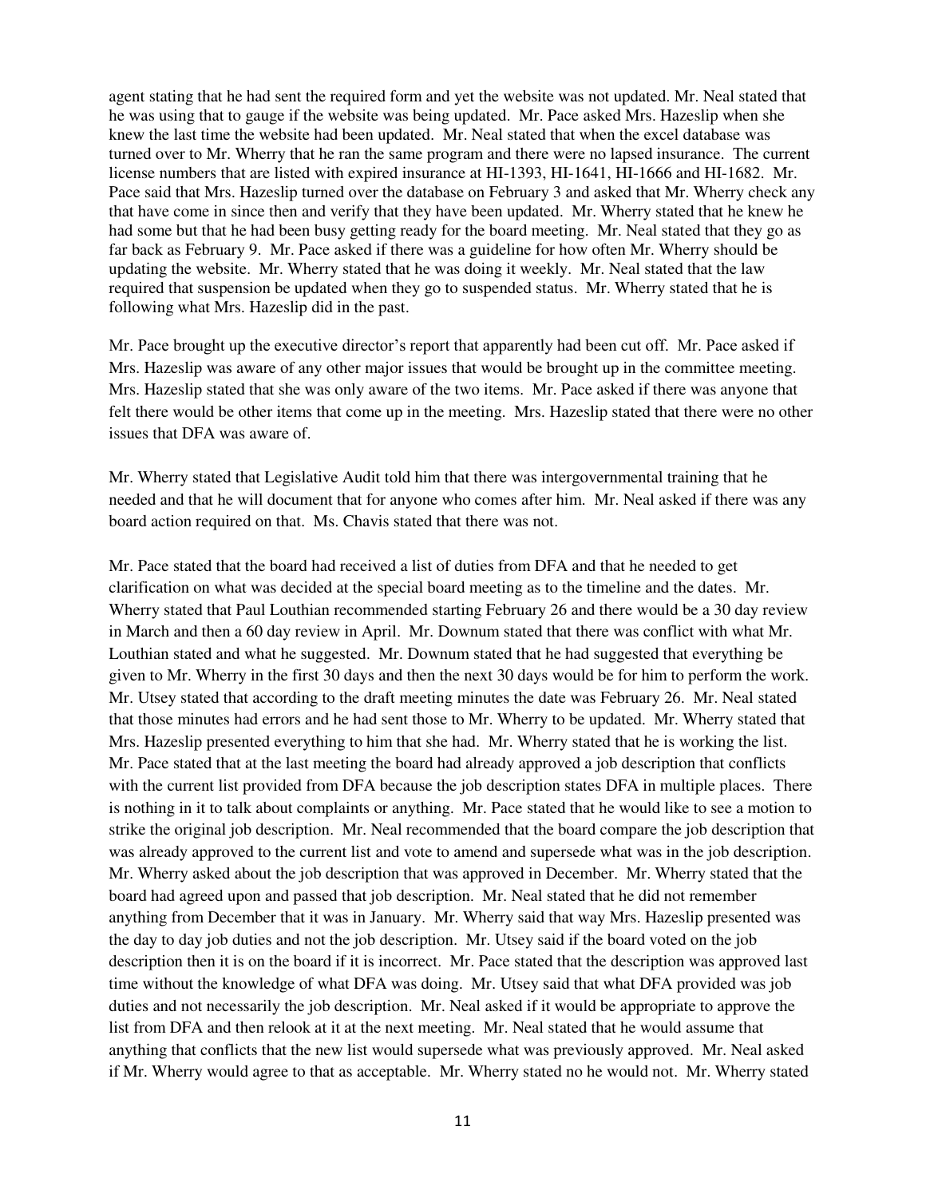agent stating that he had sent the required form and yet the website was not updated. Mr. Neal stated that he was using that to gauge if the website was being updated. Mr. Pace asked Mrs. Hazeslip when she knew the last time the website had been updated. Mr. Neal stated that when the excel database was turned over to Mr. Wherry that he ran the same program and there were no lapsed insurance. The current license numbers that are listed with expired insurance at HI-1393, HI-1641, HI-1666 and HI-1682. Mr. Pace said that Mrs. Hazeslip turned over the database on February 3 and asked that Mr. Wherry check any that have come in since then and verify that they have been updated. Mr. Wherry stated that he knew he had some but that he had been busy getting ready for the board meeting. Mr. Neal stated that they go as far back as February 9. Mr. Pace asked if there was a guideline for how often Mr. Wherry should be updating the website. Mr. Wherry stated that he was doing it weekly. Mr. Neal stated that the law required that suspension be updated when they go to suspended status. Mr. Wherry stated that he is following what Mrs. Hazeslip did in the past.

Mr. Pace brought up the executive director's report that apparently had been cut off. Mr. Pace asked if Mrs. Hazeslip was aware of any other major issues that would be brought up in the committee meeting. Mrs. Hazeslip stated that she was only aware of the two items. Mr. Pace asked if there was anyone that felt there would be other items that come up in the meeting. Mrs. Hazeslip stated that there were no other issues that DFA was aware of.

Mr. Wherry stated that Legislative Audit told him that there was intergovernmental training that he needed and that he will document that for anyone who comes after him. Mr. Neal asked if there was any board action required on that. Ms. Chavis stated that there was not.

Mr. Pace stated that the board had received a list of duties from DFA and that he needed to get clarification on what was decided at the special board meeting as to the timeline and the dates. Mr. Wherry stated that Paul Louthian recommended starting February 26 and there would be a 30 day review in March and then a 60 day review in April. Mr. Downum stated that there was conflict with what Mr. Louthian stated and what he suggested. Mr. Downum stated that he had suggested that everything be given to Mr. Wherry in the first 30 days and then the next 30 days would be for him to perform the work. Mr. Utsey stated that according to the draft meeting minutes the date was February 26. Mr. Neal stated that those minutes had errors and he had sent those to Mr. Wherry to be updated. Mr. Wherry stated that Mrs. Hazeslip presented everything to him that she had. Mr. Wherry stated that he is working the list. Mr. Pace stated that at the last meeting the board had already approved a job description that conflicts with the current list provided from DFA because the job description states DFA in multiple places. There is nothing in it to talk about complaints or anything. Mr. Pace stated that he would like to see a motion to strike the original job description. Mr. Neal recommended that the board compare the job description that was already approved to the current list and vote to amend and supersede what was in the job description. Mr. Wherry asked about the job description that was approved in December. Mr. Wherry stated that the board had agreed upon and passed that job description. Mr. Neal stated that he did not remember anything from December that it was in January. Mr. Wherry said that way Mrs. Hazeslip presented was the day to day job duties and not the job description. Mr. Utsey said if the board voted on the job description then it is on the board if it is incorrect. Mr. Pace stated that the description was approved last time without the knowledge of what DFA was doing. Mr. Utsey said that what DFA provided was job duties and not necessarily the job description. Mr. Neal asked if it would be appropriate to approve the list from DFA and then relook at it at the next meeting. Mr. Neal stated that he would assume that anything that conflicts that the new list would supersede what was previously approved. Mr. Neal asked if Mr. Wherry would agree to that as acceptable. Mr. Wherry stated no he would not. Mr. Wherry stated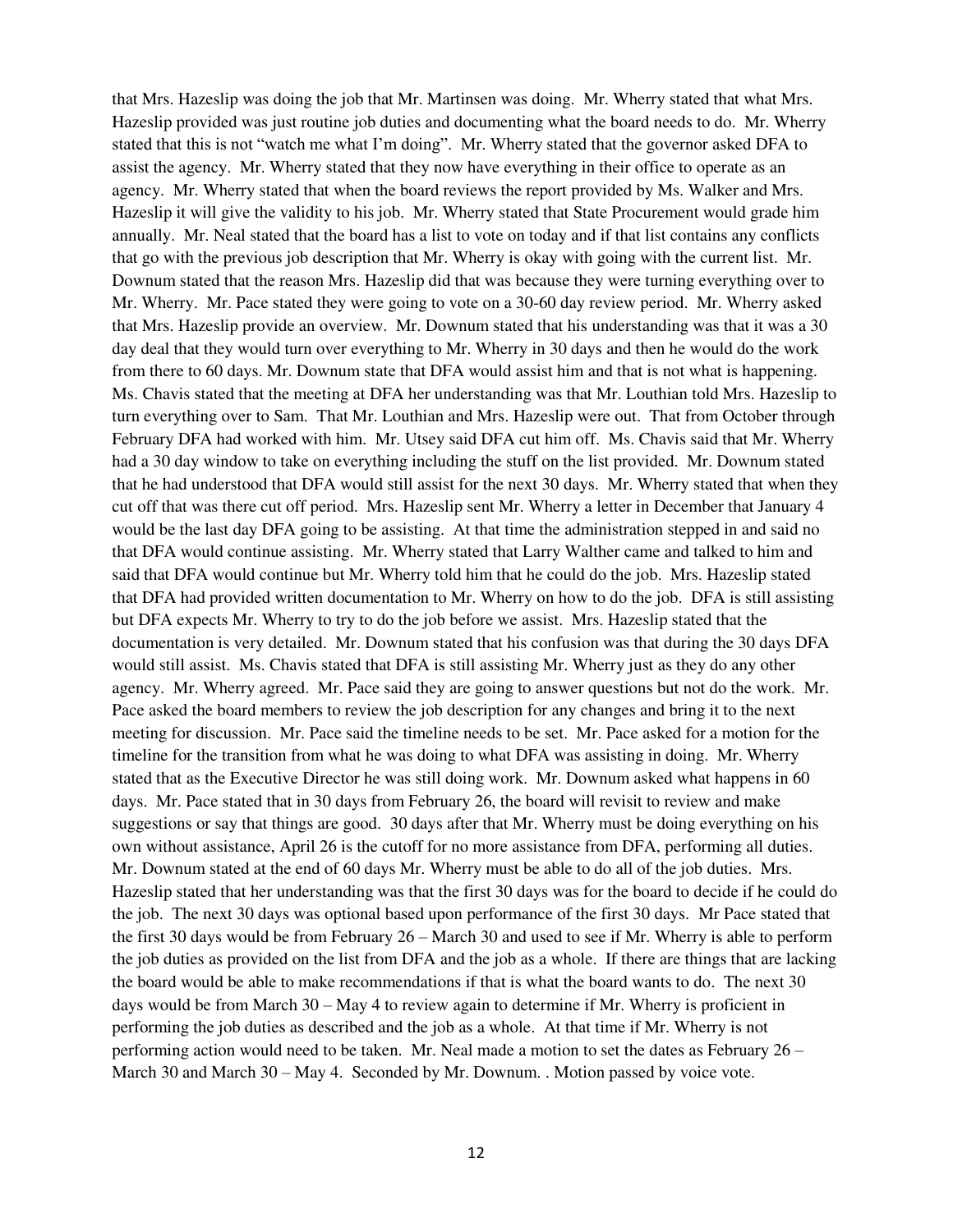that Mrs. Hazeslip was doing the job that Mr. Martinsen was doing. Mr. Wherry stated that what Mrs. Hazeslip provided was just routine job duties and documenting what the board needs to do. Mr. Wherry stated that this is not "watch me what I'm doing". Mr. Wherry stated that the governor asked DFA to assist the agency. Mr. Wherry stated that they now have everything in their office to operate as an agency. Mr. Wherry stated that when the board reviews the report provided by Ms. Walker and Mrs. Hazeslip it will give the validity to his job. Mr. Wherry stated that State Procurement would grade him annually. Mr. Neal stated that the board has a list to vote on today and if that list contains any conflicts that go with the previous job description that Mr. Wherry is okay with going with the current list. Mr. Downum stated that the reason Mrs. Hazeslip did that was because they were turning everything over to Mr. Wherry. Mr. Pace stated they were going to vote on a 30-60 day review period. Mr. Wherry asked that Mrs. Hazeslip provide an overview. Mr. Downum stated that his understanding was that it was a 30 day deal that they would turn over everything to Mr. Wherry in 30 days and then he would do the work from there to 60 days. Mr. Downum state that DFA would assist him and that is not what is happening. Ms. Chavis stated that the meeting at DFA her understanding was that Mr. Louthian told Mrs. Hazeslip to turn everything over to Sam. That Mr. Louthian and Mrs. Hazeslip were out. That from October through February DFA had worked with him. Mr. Utsey said DFA cut him off. Ms. Chavis said that Mr. Wherry had a 30 day window to take on everything including the stuff on the list provided. Mr. Downum stated that he had understood that DFA would still assist for the next 30 days. Mr. Wherry stated that when they cut off that was there cut off period. Mrs. Hazeslip sent Mr. Wherry a letter in December that January 4 would be the last day DFA going to be assisting. At that time the administration stepped in and said no that DFA would continue assisting. Mr. Wherry stated that Larry Walther came and talked to him and said that DFA would continue but Mr. Wherry told him that he could do the job. Mrs. Hazeslip stated that DFA had provided written documentation to Mr. Wherry on how to do the job. DFA is still assisting but DFA expects Mr. Wherry to try to do the job before we assist. Mrs. Hazeslip stated that the documentation is very detailed. Mr. Downum stated that his confusion was that during the 30 days DFA would still assist. Ms. Chavis stated that DFA is still assisting Mr. Wherry just as they do any other agency. Mr. Wherry agreed. Mr. Pace said they are going to answer questions but not do the work. Mr. Pace asked the board members to review the job description for any changes and bring it to the next meeting for discussion. Mr. Pace said the timeline needs to be set. Mr. Pace asked for a motion for the timeline for the transition from what he was doing to what DFA was assisting in doing. Mr. Wherry stated that as the Executive Director he was still doing work. Mr. Downum asked what happens in 60 days. Mr. Pace stated that in 30 days from February 26, the board will revisit to review and make suggestions or say that things are good. 30 days after that Mr. Wherry must be doing everything on his own without assistance, April 26 is the cutoff for no more assistance from DFA, performing all duties. Mr. Downum stated at the end of 60 days Mr. Wherry must be able to do all of the job duties. Mrs. Hazeslip stated that her understanding was that the first 30 days was for the board to decide if he could do the job. The next 30 days was optional based upon performance of the first 30 days. Mr Pace stated that the first 30 days would be from February 26 – March 30 and used to see if Mr. Wherry is able to perform the job duties as provided on the list from DFA and the job as a whole. If there are things that are lacking the board would be able to make recommendations if that is what the board wants to do. The next 30 days would be from March 30 – May 4 to review again to determine if Mr. Wherry is proficient in performing the job duties as described and the job as a whole. At that time if Mr. Wherry is not performing action would need to be taken. Mr. Neal made a motion to set the dates as February 26 – March 30 and March 30 – May 4. Seconded by Mr. Downum. . Motion passed by voice vote.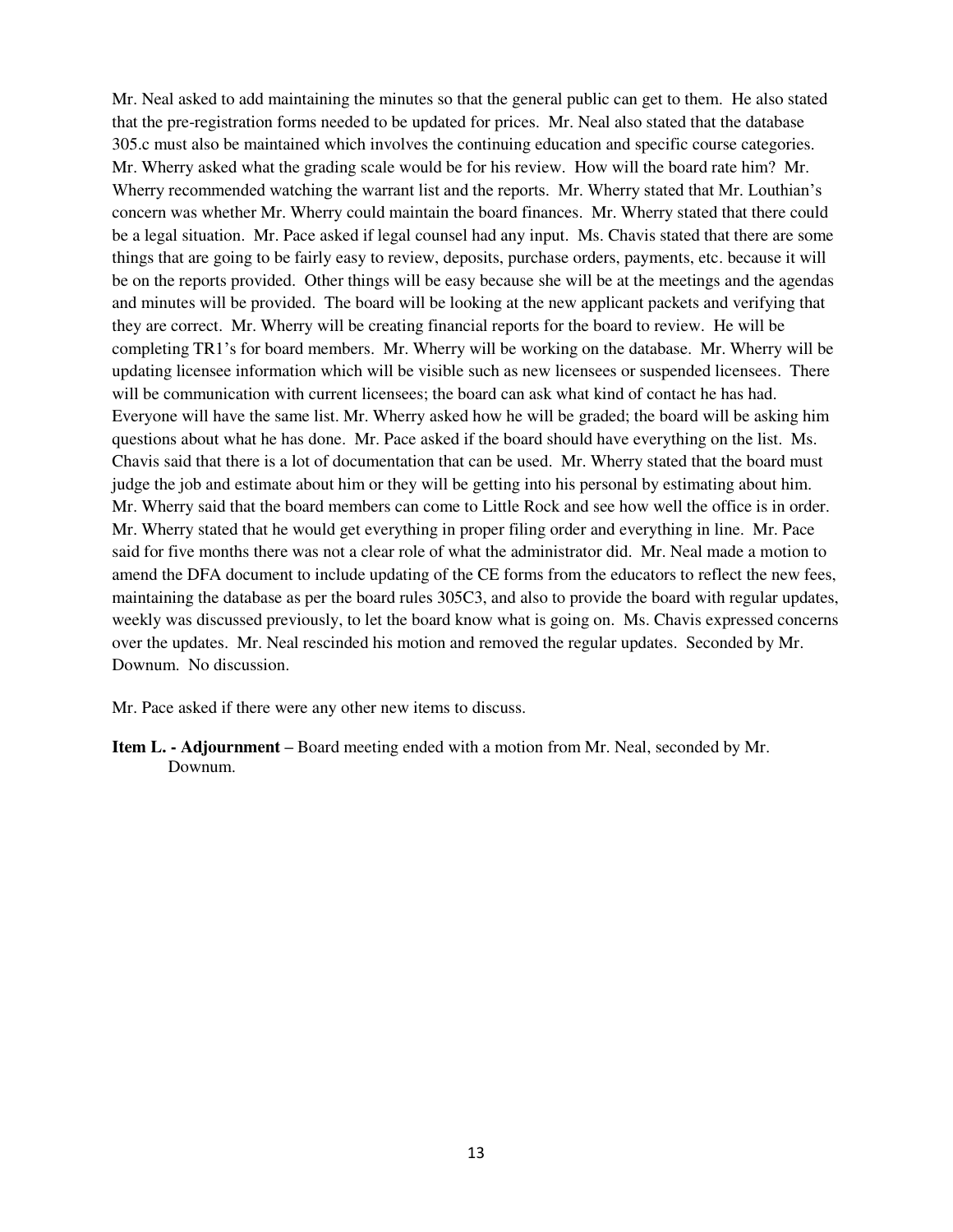Mr. Neal asked to add maintaining the minutes so that the general public can get to them. He also stated that the pre-registration forms needed to be updated for prices. Mr. Neal also stated that the database 305.c must also be maintained which involves the continuing education and specific course categories. Mr. Wherry asked what the grading scale would be for his review. How will the board rate him? Mr. Wherry recommended watching the warrant list and the reports. Mr. Wherry stated that Mr. Louthian's concern was whether Mr. Wherry could maintain the board finances. Mr. Wherry stated that there could be a legal situation. Mr. Pace asked if legal counsel had any input. Ms. Chavis stated that there are some things that are going to be fairly easy to review, deposits, purchase orders, payments, etc. because it will be on the reports provided. Other things will be easy because she will be at the meetings and the agendas and minutes will be provided. The board will be looking at the new applicant packets and verifying that they are correct. Mr. Wherry will be creating financial reports for the board to review. He will be completing TR1's for board members. Mr. Wherry will be working on the database. Mr. Wherry will be updating licensee information which will be visible such as new licensees or suspended licensees. There will be communication with current licensees; the board can ask what kind of contact he has had. Everyone will have the same list. Mr. Wherry asked how he will be graded; the board will be asking him questions about what he has done. Mr. Pace asked if the board should have everything on the list. Ms. Chavis said that there is a lot of documentation that can be used. Mr. Wherry stated that the board must judge the job and estimate about him or they will be getting into his personal by estimating about him. Mr. Wherry said that the board members can come to Little Rock and see how well the office is in order. Mr. Wherry stated that he would get everything in proper filing order and everything in line. Mr. Pace said for five months there was not a clear role of what the administrator did. Mr. Neal made a motion to amend the DFA document to include updating of the CE forms from the educators to reflect the new fees, maintaining the database as per the board rules 305C3, and also to provide the board with regular updates, weekly was discussed previously, to let the board know what is going on. Ms. Chavis expressed concerns over the updates. Mr. Neal rescinded his motion and removed the regular updates. Seconded by Mr. Downum. No discussion.

Mr. Pace asked if there were any other new items to discuss.

**Item L. - Adjournment** – Board meeting ended with a motion from Mr. Neal, seconded by Mr. Downum.